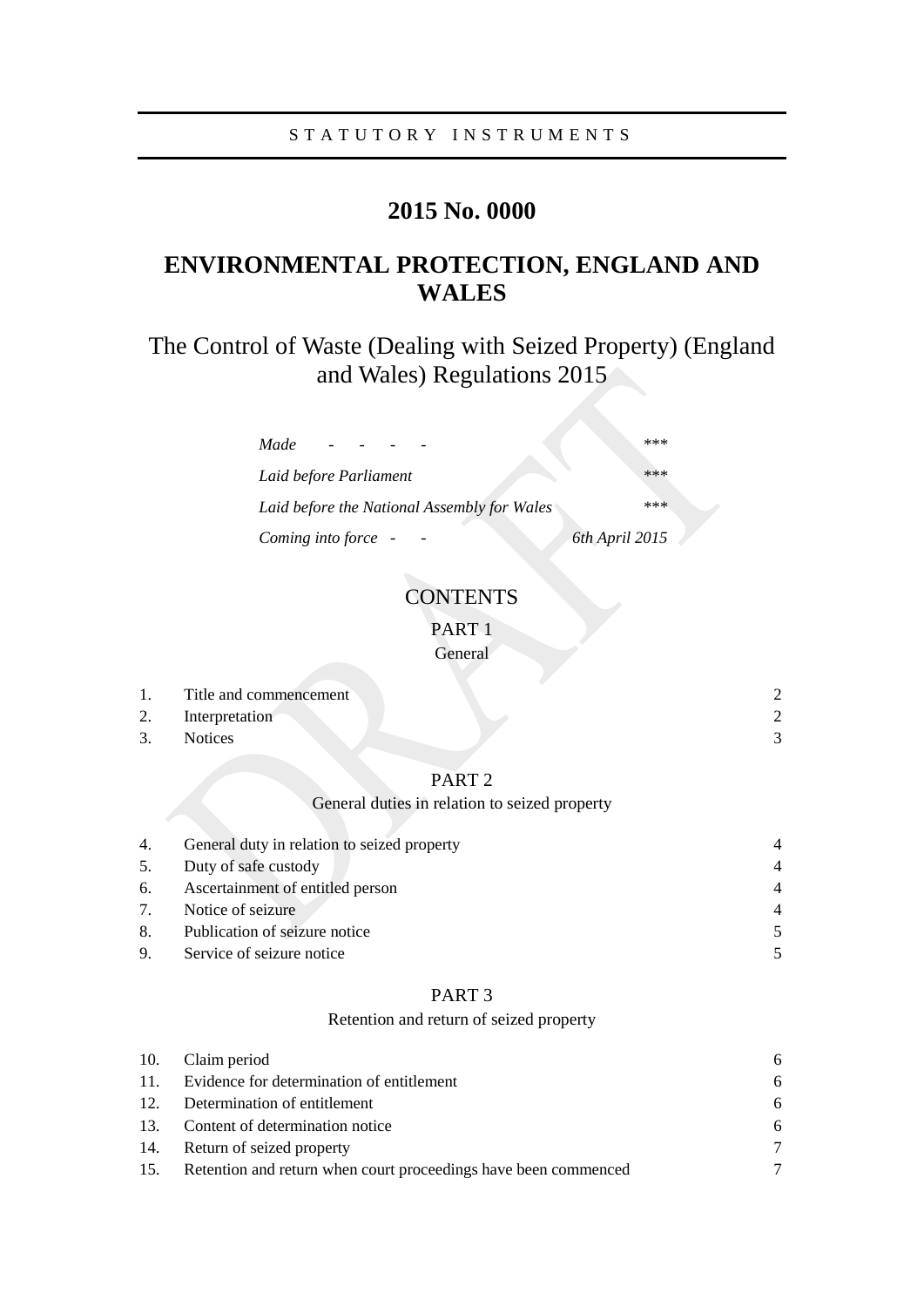STATUTORY INSTRUMENTS

# 2015 No. 0000

# ENVIRONMENTAL PROTECTION, ENGLAND AND WALES

## The Control of Waste (Dealing with Seized Property) (England and Wales) Regulations 2015

| | |
|---|---|
| *Made - - - -* | \*\*\* |
| *Laid before Parliament* | \*\*\* |
| *Laid before the National Assembly for Wales* | \*\*\* |
| *Coming into force - -* | *6th April 2015* |

CONTENTS

PART 1

General

| | | |
|---|---|---|
| 1. | Title and commencement | 2 |
| 2. | Interpretation | 2 |
| 3. | Notices | 3 |

PART 2

General duties in relation to seized property

| | | |
|---|---|---|
| 4. | General duty in relation to seized property | 4 |
| 5. | Duty of safe custody | 4 |
| 6. | Ascertainment of entitled person | 4 |
| 7. | Notice of seizure | 4 |
| 8. | Publication of seizure notice | 5 |
| 9. | Service of seizure notice | 5 |

PART 3

Retention and return of seized property

| | | |
|---|---|---|
| 10. | Claim period | 6 |
| 11. | Evidence for determination of entitlement | 6 |
| 12. | Determination of entitlement | 6 |
| 13. | Content of determination notice | 6 |
| 14. | Return of seized property | 7 |
| 15. | Retention and return when court proceedings have been commenced | 7 |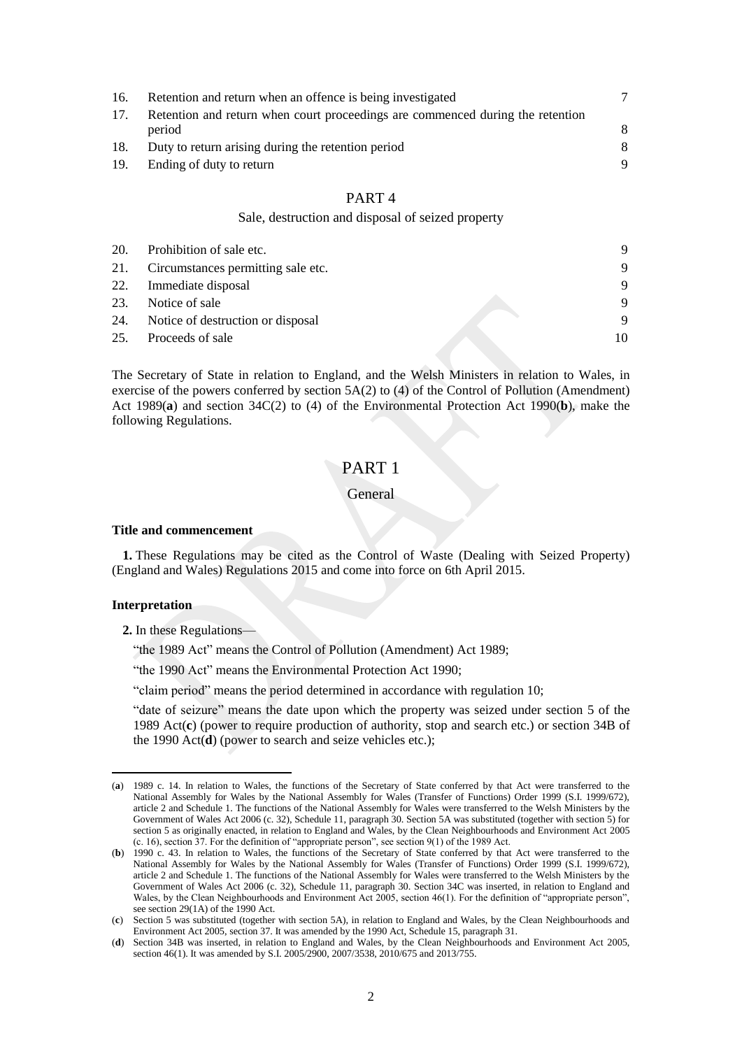| | | |
|---|---|---|
| 16. | Retention and return when an offence is being investigated | 7 |
| 17. | Retention and return when court proceedings are commenced during the retention period | 8 |
| 18. | Duty to return arising during the retention period | 8 |
| 19. | Ending of duty to return | 9 |

PART 4

Sale, destruction and disposal of seized property

| | | |
|---|---|---|
| 20. | Prohibition of sale etc. | 9 |
| 21. | Circumstances permitting sale etc. | 9 |
| 22. | Immediate disposal | 9 |
| 23. | Notice of sale | 9 |
| 24. | Notice of destruction or disposal | 9 |
| 25. | Proceeds of sale | 10 |

The Secretary of State in relation to England, and the Welsh Ministers in relation to Wales, in exercise of the powers conferred by section 5A(2) to (4) of the Control of Pollution (Amendment) Act 1989(**a**) and section 34C(2) to (4) of the Environmental Protection Act 1990(**b**), make the following Regulations.

# PART 1

## General

### Title and commencement

**1.** These Regulations may be cited as the Control of Waste (Dealing with Seized Property) (England and Wales) Regulations 2015 and come into force on 6th April 2015.

### Interpretation

**2.** In these Regulations—

"the 1989 Act" means the Control of Pollution (Amendment) Act 1989;

"the 1990 Act" means the Environmental Protection Act 1990;

"claim period" means the period determined in accordance with regulation 10;

"date of seizure" means the date upon which the property was seized under section 5 of the 1989 Act(**c**) (power to require production of authority, stop and search etc.) or section 34B of the 1990 Act(**d**) (power to search and seize vehicles etc.);

---

(**a**) 1989 c. 14. In relation to Wales, the functions of the Secretary of State conferred by that Act were transferred to the National Assembly for Wales by the National Assembly for Wales (Transfer of Functions) Order 1999 (S.I. 1999/672), article 2 and Schedule 1. The functions of the National Assembly for Wales were transferred to the Welsh Ministers by the Government of Wales Act 2006 (c. 32), Schedule 11, paragraph 30. Section 5A was substituted (together with section 5) for section 5 as originally enacted, in relation to England and Wales, by the Clean Neighbourhoods and Environment Act 2005 (c. 16), section 37. For the definition of "appropriate person", see section 9(1) of the 1989 Act.

(**b**) 1990 c. 43. In relation to Wales, the functions of the Secretary of State conferred by that Act were transferred to the National Assembly for Wales by the National Assembly for Wales (Transfer of Functions) Order 1999 (S.I. 1999/672), article 2 and Schedule 1. The functions of the National Assembly for Wales were transferred to the Welsh Ministers by the Government of Wales Act 2006 (c. 32), Schedule 11, paragraph 30. Section 34C was inserted, in relation to England and Wales, by the Clean Neighbourhoods and Environment Act 2005, section 46(1). For the definition of "appropriate person", see section 29(1A) of the 1990 Act.

(**c**) Section 5 was substituted (together with section 5A), in relation to England and Wales, by the Clean Neighbourhoods and Environment Act 2005, section 37. It was amended by the 1990 Act, Schedule 15, paragraph 31.

(**d**) Section 34B was inserted, in relation to England and Wales, by the Clean Neighbourhoods and Environment Act 2005, section 46(1). It was amended by S.I. 2005/2900, 2007/3538, 2010/675 and 2013/755.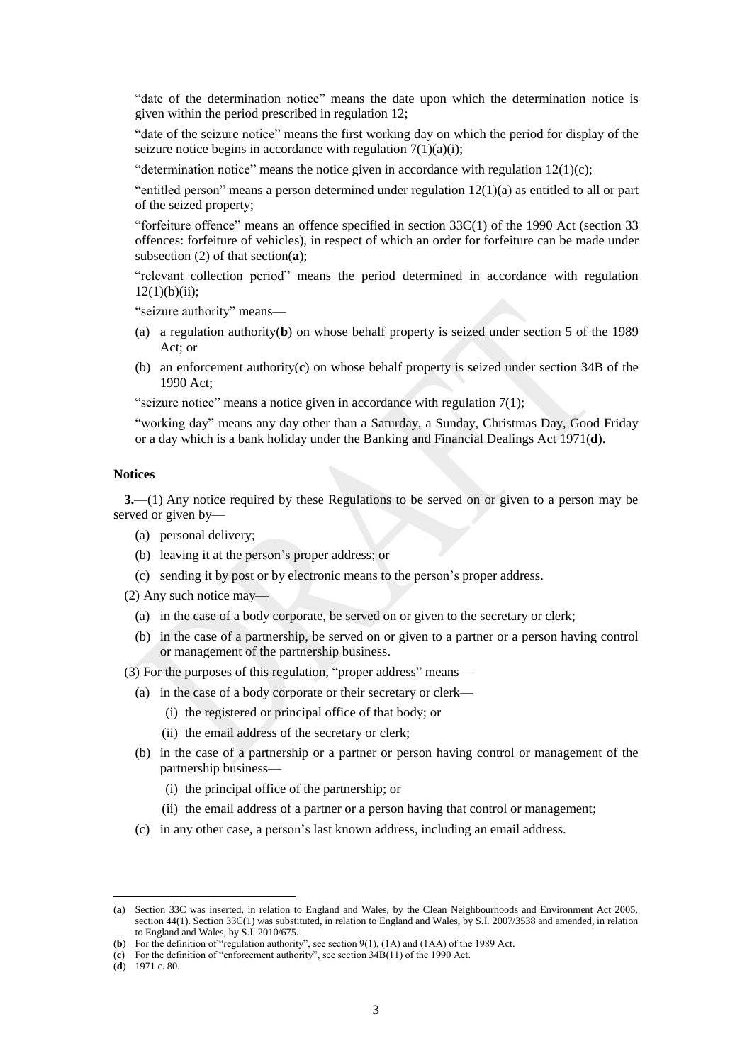"date of the determination notice" means the date upon which the determination notice is given within the period prescribed in regulation 12;

"date of the seizure notice" means the first working day on which the period for display of the seizure notice begins in accordance with regulation 7(1)(a)(i);

"determination notice" means the notice given in accordance with regulation 12(1)(c);

"entitled person" means a person determined under regulation 12(1)(a) as entitled to all or part of the seized property;

"forfeiture offence" means an offence specified in section 33C(1) of the 1990 Act (section 33 offences: forfeiture of vehicles), in respect of which an order for forfeiture can be made under subsection (2) of that section(**a**);

"relevant collection period" means the period determined in accordance with regulation 12(1)(b)(ii);

"seizure authority" means—

(a) a regulation authority(**b**) on whose behalf property is seized under section 5 of the 1989 Act; or

(b) an enforcement authority(**c**) on whose behalf property is seized under section 34B of the 1990 Act;

"seizure notice" means a notice given in accordance with regulation 7(1);

"working day" means any day other than a Saturday, a Sunday, Christmas Day, Good Friday or a day which is a bank holiday under the Banking and Financial Dealings Act 1971(**d**).

**Notices**

**3.**—(1) Any notice required by these Regulations to be served on or given to a person may be served or given by—

(a) personal delivery;

(b) leaving it at the person's proper address; or

(c) sending it by post or by electronic means to the person's proper address.

(2) Any such notice may—

(a) in the case of a body corporate, be served on or given to the secretary or clerk;

(b) in the case of a partnership, be served on or given to a partner or a person having control or management of the partnership business.

(3) For the purposes of this regulation, "proper address" means—

(a) in the case of a body corporate or their secretary or clerk—

(i) the registered or principal office of that body; or

(ii) the email address of the secretary or clerk;

(b) in the case of a partnership or a partner or person having control or management of the partnership business—

(i) the principal office of the partnership; or

(ii) the email address of a partner or a person having that control or management;

(c) in any other case, a person's last known address, including an email address.

---

(**a**) Section 33C was inserted, in relation to England and Wales, by the Clean Neighbourhoods and Environment Act 2005, section 44(1). Section 33C(1) was substituted, in relation to England and Wales, by S.I. 2007/3538 and amended, in relation to England and Wales, by S.I. 2010/675.

(**b**) For the definition of "regulation authority", see section 9(1), (1A) and (1AA) of the 1989 Act.

(**c**) For the definition of "enforcement authority", see section 34B(11) of the 1990 Act.

(**d**) 1971 c. 80.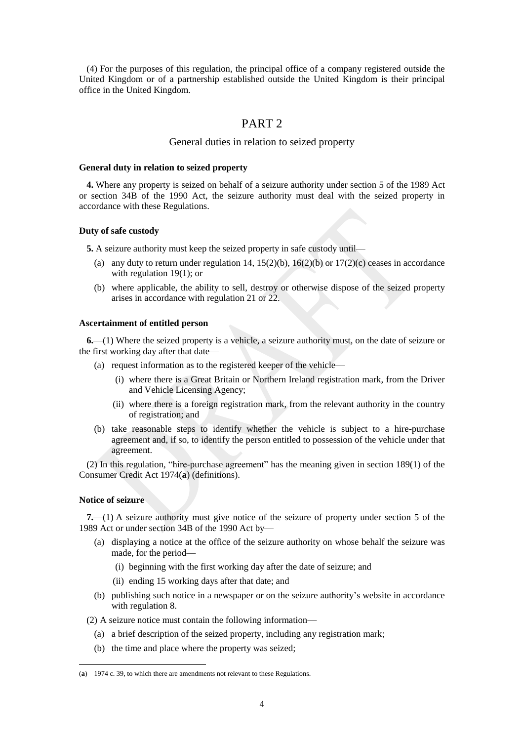(4) For the purposes of this regulation, the principal office of a company registered outside the United Kingdom or of a partnership established outside the United Kingdom is their principal office in the United Kingdom.

# PART 2

## General duties in relation to seized property

### General duty in relation to seized property

**4.** Where any property is seized on behalf of a seizure authority under section 5 of the 1989 Act or section 34B of the 1990 Act, the seizure authority must deal with the seized property in accordance with these Regulations.

### Duty of safe custody

**5.** A seizure authority must keep the seized property in safe custody until—

(a) any duty to return under regulation 14, 15(2)(b), 16(2)(b) or 17(2)(c) ceases in accordance with regulation 19(1); or

(b) where applicable, the ability to sell, destroy or otherwise dispose of the seized property arises in accordance with regulation 21 or 22.

### Ascertainment of entitled person

**6.**—(1) Where the seized property is a vehicle, a seizure authority must, on the date of seizure or the first working day after that date—

(a) request information as to the registered keeper of the vehicle—

(i) where there is a Great Britain or Northern Ireland registration mark, from the Driver and Vehicle Licensing Agency;

(ii) where there is a foreign registration mark, from the relevant authority in the country of registration; and

(b) take reasonable steps to identify whether the vehicle is subject to a hire-purchase agreement and, if so, to identify the person entitled to possession of the vehicle under that agreement.

(2) In this regulation, "hire-purchase agreement" has the meaning given in section 189(1) of the Consumer Credit Act 1974([a]) (definitions).

### Notice of seizure

**7.**—(1) A seizure authority must give notice of the seizure of property under section 5 of the 1989 Act or under section 34B of the 1990 Act by—

(a) displaying a notice at the office of the seizure authority on whose behalf the seizure was made, for the period—

(i) beginning with the first working day after the date of seizure; and

(ii) ending 15 working days after that date; and

(b) publishing such notice in a newspaper or on the seizure authority's website in accordance with regulation 8.

(2) A seizure notice must contain the following information—

(a) a brief description of the seized property, including any registration mark;

(b) the time and place where the property was seized;

---

([a]) 1974 c. 39, to which there are amendments not relevant to these Regulations.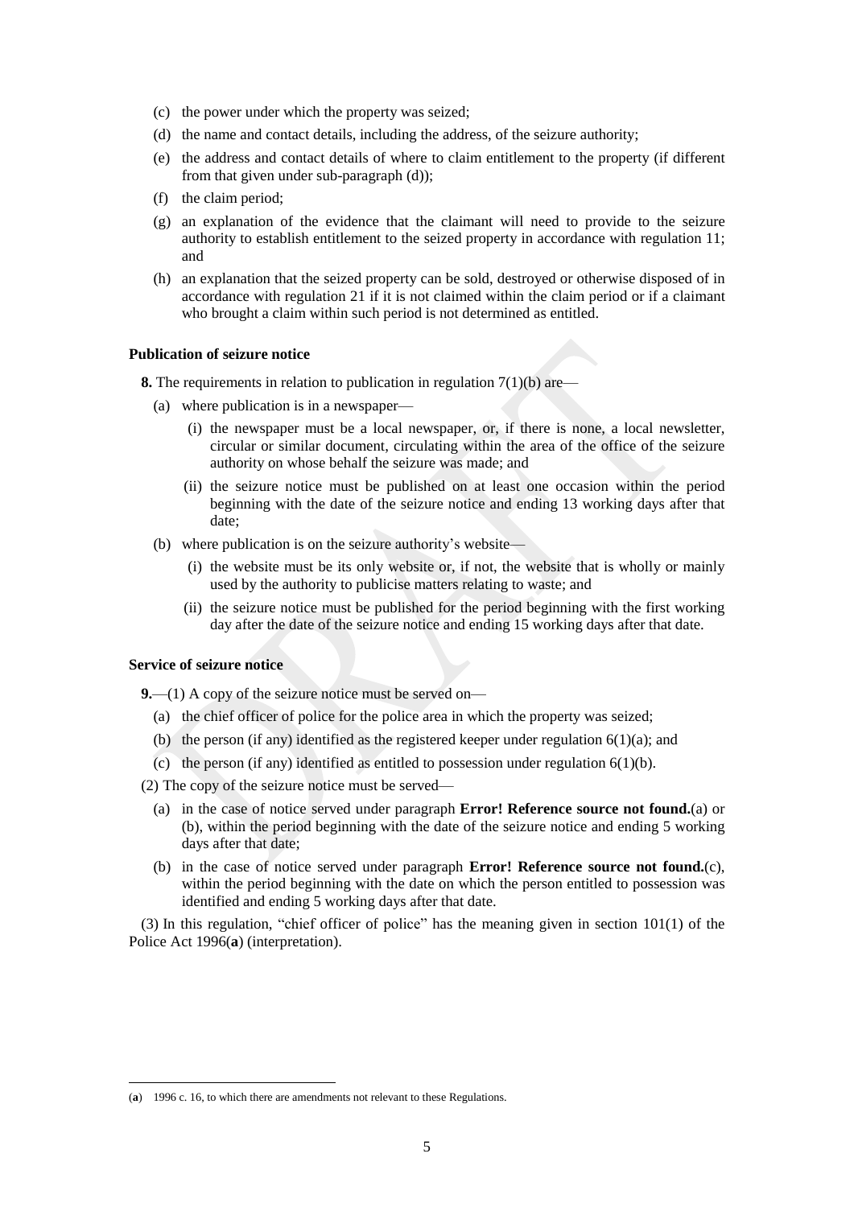(c) the power under which the property was seized;

(d) the name and contact details, including the address, of the seizure authority;

(e) the address and contact details of where to claim entitlement to the property (if different from that given under sub-paragraph (d));

(f) the claim period;

(g) an explanation of the evidence that the claimant will need to provide to the seizure authority to establish entitlement to the seized property in accordance with regulation 11; and

(h) an explanation that the seized property can be sold, destroyed or otherwise disposed of in accordance with regulation 21 if it is not claimed within the claim period or if a claimant who brought a claim within such period is not determined as entitled.

**Publication of seizure notice**

**8.** The requirements in relation to publication in regulation 7(1)(b) are—

(a) where publication is in a newspaper—

(i) the newspaper must be a local newspaper, or, if there is none, a local newsletter, circular or similar document, circulating within the area of the office of the seizure authority on whose behalf the seizure was made; and

(ii) the seizure notice must be published on at least one occasion within the period beginning with the date of the seizure notice and ending 13 working days after that date;

(b) where publication is on the seizure authority's website—

(i) the website must be its only website or, if not, the website that is wholly or mainly used by the authority to publicise matters relating to waste; and

(ii) the seizure notice must be published for the period beginning with the first working day after the date of the seizure notice and ending 15 working days after that date.

**Service of seizure notice**

**9.**—(1) A copy of the seizure notice must be served on—

(a) the chief officer of police for the police area in which the property was seized;

(b) the person (if any) identified as the registered keeper under regulation 6(1)(a); and

(c) the person (if any) identified as entitled to possession under regulation 6(1)(b).

(2) The copy of the seizure notice must be served—

(a) in the case of notice served under paragraph **Error! Reference source not found.**(a) or (b), within the period beginning with the date of the seizure notice and ending 5 working days after that date;

(b) in the case of notice served under paragraph **Error! Reference source not found.**(c), within the period beginning with the date on which the person entitled to possession was identified and ending 5 working days after that date.

(3) In this regulation, "chief officer of police" has the meaning given in section 101(1) of the Police Act 1996(**a**) (interpretation).

(**a**) 1996 c. 16, to which there are amendments not relevant to these Regulations.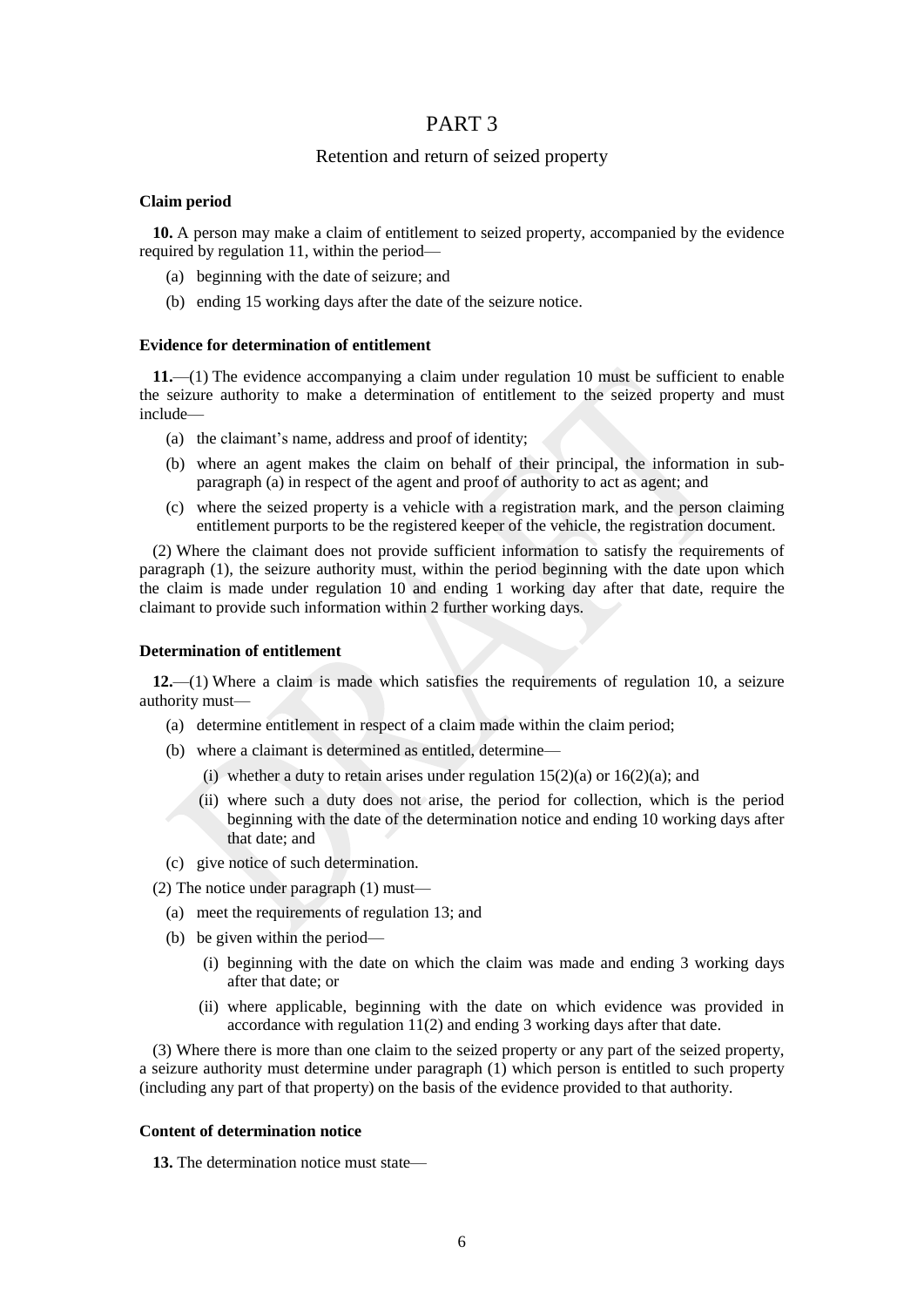# PART 3

## Retention and return of seized property

**Claim period**

**10.** A person may make a claim of entitlement to seized property, accompanied by the evidence required by regulation 11, within the period—

(a) beginning with the date of seizure; and

(b) ending 15 working days after the date of the seizure notice.

**Evidence for determination of entitlement**

**11.**—(1) The evidence accompanying a claim under regulation 10 must be sufficient to enable the seizure authority to make a determination of entitlement to the seized property and must include—

(a) the claimant's name, address and proof of identity;

(b) where an agent makes the claim on behalf of their principal, the information in sub-paragraph (a) in respect of the agent and proof of authority to act as agent; and

(c) where the seized property is a vehicle with a registration mark, and the person claiming entitlement purports to be the registered keeper of the vehicle, the registration document.

(2) Where the claimant does not provide sufficient information to satisfy the requirements of paragraph (1), the seizure authority must, within the period beginning with the date upon which the claim is made under regulation 10 and ending 1 working day after that date, require the claimant to provide such information within 2 further working days.

**Determination of entitlement**

**12.**—(1) Where a claim is made which satisfies the requirements of regulation 10, a seizure authority must—

(a) determine entitlement in respect of a claim made within the claim period;

(b) where a claimant is determined as entitled, determine—

(i) whether a duty to retain arises under regulation 15(2)(a) or 16(2)(a); and

(ii) where such a duty does not arise, the period for collection, which is the period beginning with the date of the determination notice and ending 10 working days after that date; and

(c) give notice of such determination.

(2) The notice under paragraph (1) must—

(a) meet the requirements of regulation 13; and

(b) be given within the period—

(i) beginning with the date on which the claim was made and ending 3 working days after that date; or

(ii) where applicable, beginning with the date on which evidence was provided in accordance with regulation 11(2) and ending 3 working days after that date.

(3) Where there is more than one claim to the seized property or any part of the seized property, a seizure authority must determine under paragraph (1) which person is entitled to such property (including any part of that property) on the basis of the evidence provided to that authority.

**Content of determination notice**

**13.** The determination notice must state—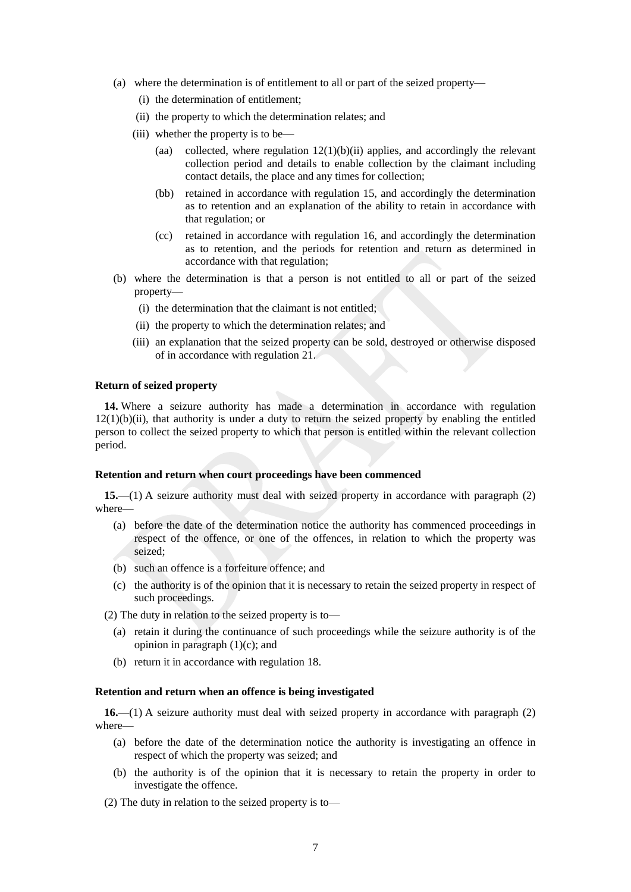(a) where the determination is of entitlement to all or part of the seized property—

  (i) the determination of entitlement;

  (ii) the property to which the determination relates; and

  (iii) whether the property is to be—

    (aa) collected, where regulation 12(1)(b)(ii) applies, and accordingly the relevant collection period and details to enable collection by the claimant including contact details, the place and any times for collection;

    (bb) retained in accordance with regulation 15, and accordingly the determination as to retention and an explanation of the ability to retain in accordance with that regulation; or

    (cc) retained in accordance with regulation 16, and accordingly the determination as to retention, and the periods for retention and return as determined in accordance with that regulation;

(b) where the determination is that a person is not entitled to all or part of the seized property—

  (i) the determination that the claimant is not entitled;

  (ii) the property to which the determination relates; and

  (iii) an explanation that the seized property can be sold, destroyed or otherwise disposed of in accordance with regulation 21.

**Return of seized property**

**14.** Where a seizure authority has made a determination in accordance with regulation 12(1)(b)(ii), that authority is under a duty to return the seized property by enabling the entitled person to collect the seized property to which that person is entitled within the relevant collection period.

**Retention and return when court proceedings have been commenced**

**15.**—(1) A seizure authority must deal with seized property in accordance with paragraph (2) where—

(a) before the date of the determination notice the authority has commenced proceedings in respect of the offence, or one of the offences, in relation to which the property was seized;

(b) such an offence is a forfeiture offence; and

(c) the authority is of the opinion that it is necessary to retain the seized property in respect of such proceedings.

(2) The duty in relation to the seized property is to—

(a) retain it during the continuance of such proceedings while the seizure authority is of the opinion in paragraph (1)(c); and

(b) return it in accordance with regulation 18.

**Retention and return when an offence is being investigated**

**16.**—(1) A seizure authority must deal with seized property in accordance with paragraph (2) where—

(a) before the date of the determination notice the authority is investigating an offence in respect of which the property was seized; and

(b) the authority is of the opinion that it is necessary to retain the property in order to investigate the offence.

(2) The duty in relation to the seized property is to—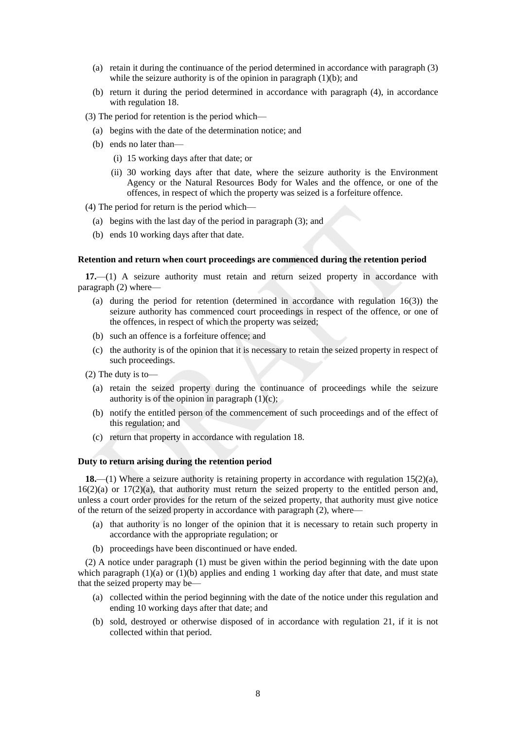(a) retain it during the continuance of the period determined in accordance with paragraph (3) while the seizure authority is of the opinion in paragraph (1)(b); and

(b) return it during the period determined in accordance with paragraph (4), in accordance with regulation 18.

(3) The period for retention is the period which—

(a) begins with the date of the determination notice; and

(b) ends no later than—

(i) 15 working days after that date; or

(ii) 30 working days after that date, where the seizure authority is the Environment Agency or the Natural Resources Body for Wales and the offence, or one of the offences, in respect of which the property was seized is a forfeiture offence.

(4) The period for return is the period which—

(a) begins with the last day of the period in paragraph (3); and

(b) ends 10 working days after that date.

**Retention and return when court proceedings are commenced during the retention period**

**17.**—(1) A seizure authority must retain and return seized property in accordance with paragraph (2) where—

(a) during the period for retention (determined in accordance with regulation 16(3)) the seizure authority has commenced court proceedings in respect of the offence, or one of the offences, in respect of which the property was seized;

(b) such an offence is a forfeiture offence; and

(c) the authority is of the opinion that it is necessary to retain the seized property in respect of such proceedings.

(2) The duty is to—

(a) retain the seized property during the continuance of proceedings while the seizure authority is of the opinion in paragraph (1)(c);

(b) notify the entitled person of the commencement of such proceedings and of the effect of this regulation; and

(c) return that property in accordance with regulation 18.

**Duty to return arising during the retention period**

**18.**—(1) Where a seizure authority is retaining property in accordance with regulation 15(2)(a), 16(2)(a) or 17(2)(a), that authority must return the seized property to the entitled person and, unless a court order provides for the return of the seized property, that authority must give notice of the return of the seized property in accordance with paragraph (2), where—

(a) that authority is no longer of the opinion that it is necessary to retain such property in accordance with the appropriate regulation; or

(b) proceedings have been discontinued or have ended.

(2) A notice under paragraph (1) must be given within the period beginning with the date upon which paragraph (1)(a) or (1)(b) applies and ending 1 working day after that date, and must state that the seized property may be—

(a) collected within the period beginning with the date of the notice under this regulation and ending 10 working days after that date; and

(b) sold, destroyed or otherwise disposed of in accordance with regulation 21, if it is not collected within that period.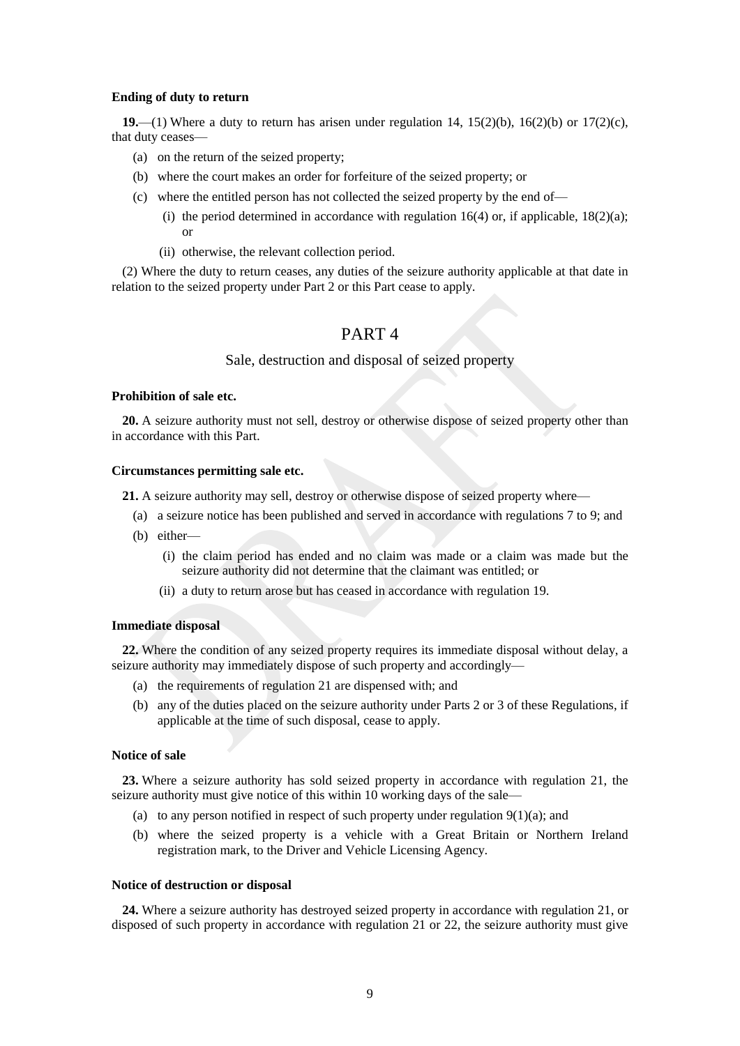**Ending of duty to return**

**19.**—(1) Where a duty to return has arisen under regulation 14, 15(2)(b), 16(2)(b) or 17(2)(c), that duty ceases—

(a) on the return of the seized property;

(b) where the court makes an order for forfeiture of the seized property; or

(c) where the entitled person has not collected the seized property by the end of—

(i) the period determined in accordance with regulation 16(4) or, if applicable, 18(2)(a); or

(ii) otherwise, the relevant collection period.

(2) Where the duty to return ceases, any duties of the seizure authority applicable at that date in relation to the seized property under Part 2 or this Part cease to apply.

# PART 4

## Sale, destruction and disposal of seized property

**Prohibition of sale etc.**

**20.** A seizure authority must not sell, destroy or otherwise dispose of seized property other than in accordance with this Part.

**Circumstances permitting sale etc.**

**21.** A seizure authority may sell, destroy or otherwise dispose of seized property where—

(a) a seizure notice has been published and served in accordance with regulations 7 to 9; and

(b) either—

(i) the claim period has ended and no claim was made or a claim was made but the seizure authority did not determine that the claimant was entitled; or

(ii) a duty to return arose but has ceased in accordance with regulation 19.

**Immediate disposal**

**22.** Where the condition of any seized property requires its immediate disposal without delay, a seizure authority may immediately dispose of such property and accordingly—

(a) the requirements of regulation 21 are dispensed with; and

(b) any of the duties placed on the seizure authority under Parts 2 or 3 of these Regulations, if applicable at the time of such disposal, cease to apply.

**Notice of sale**

**23.** Where a seizure authority has sold seized property in accordance with regulation 21, the seizure authority must give notice of this within 10 working days of the sale—

(a) to any person notified in respect of such property under regulation 9(1)(a); and

(b) where the seized property is a vehicle with a Great Britain or Northern Ireland registration mark, to the Driver and Vehicle Licensing Agency.

**Notice of destruction or disposal**

**24.** Where a seizure authority has destroyed seized property in accordance with regulation 21, or disposed of such property in accordance with regulation 21 or 22, the seizure authority must give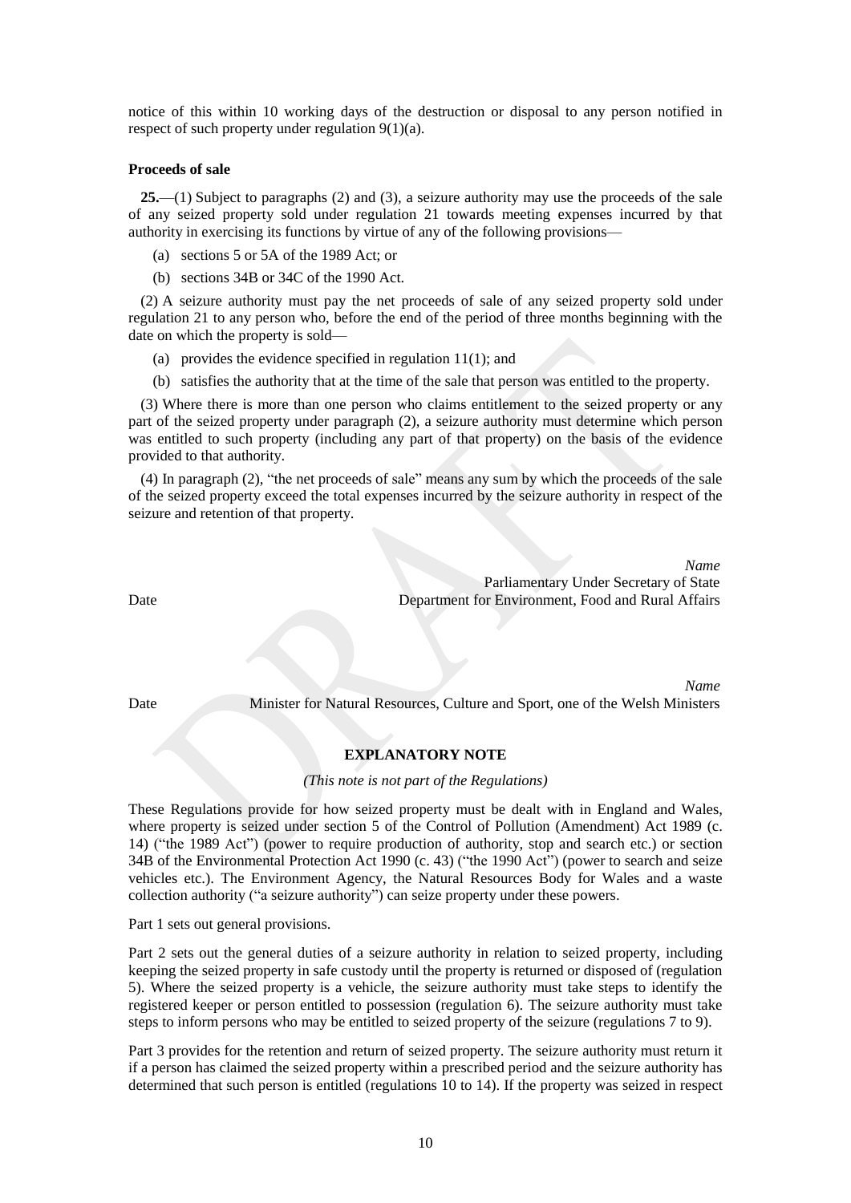notice of this within 10 working days of the destruction or disposal to any person notified in respect of such property under regulation 9(1)(a).

**Proceeds of sale**

**25.**—(1) Subject to paragraphs (2) and (3), a seizure authority may use the proceeds of the sale of any seized property sold under regulation 21 towards meeting expenses incurred by that authority in exercising its functions by virtue of any of the following provisions—

(a) sections 5 or 5A of the 1989 Act; or

(b) sections 34B or 34C of the 1990 Act.

(2) A seizure authority must pay the net proceeds of sale of any seized property sold under regulation 21 to any person who, before the end of the period of three months beginning with the date on which the property is sold—

(a) provides the evidence specified in regulation 11(1); and

(b) satisfies the authority that at the time of the sale that person was entitled to the property.

(3) Where there is more than one person who claims entitlement to the seized property or any part of the seized property under paragraph (2), a seizure authority must determine which person was entitled to such property (including any part of that property) on the basis of the evidence provided to that authority.

(4) In paragraph (2), "the net proceeds of sale" means any sum by which the proceeds of the sale of the seized property exceed the total expenses incurred by the seizure authority in respect of the seizure and retention of that property.

*Name*
Parliamentary Under Secretary of State
Date Department for Environment, Food and Rural Affairs

*Name*
Date Minister for Natural Resources, Culture and Sport, one of the Welsh Ministers

## EXPLANATORY NOTE

*(This note is not part of the Regulations)*

These Regulations provide for how seized property must be dealt with in England and Wales, where property is seized under section 5 of the Control of Pollution (Amendment) Act 1989 (c. 14) ("the 1989 Act") (power to require production of authority, stop and search etc.) or section 34B of the Environmental Protection Act 1990 (c. 43) ("the 1990 Act") (power to search and seize vehicles etc.). The Environment Agency, the Natural Resources Body for Wales and a waste collection authority ("a seizure authority") can seize property under these powers.

Part 1 sets out general provisions.

Part 2 sets out the general duties of a seizure authority in relation to seized property, including keeping the seized property in safe custody until the property is returned or disposed of (regulation 5). Where the seized property is a vehicle, the seizure authority must take steps to identify the registered keeper or person entitled to possession (regulation 6). The seizure authority must take steps to inform persons who may be entitled to seized property of the seizure (regulations 7 to 9).

Part 3 provides for the retention and return of seized property. The seizure authority must return it if a person has claimed the seized property within a prescribed period and the seizure authority has determined that such person is entitled (regulations 10 to 14). If the property was seized in respect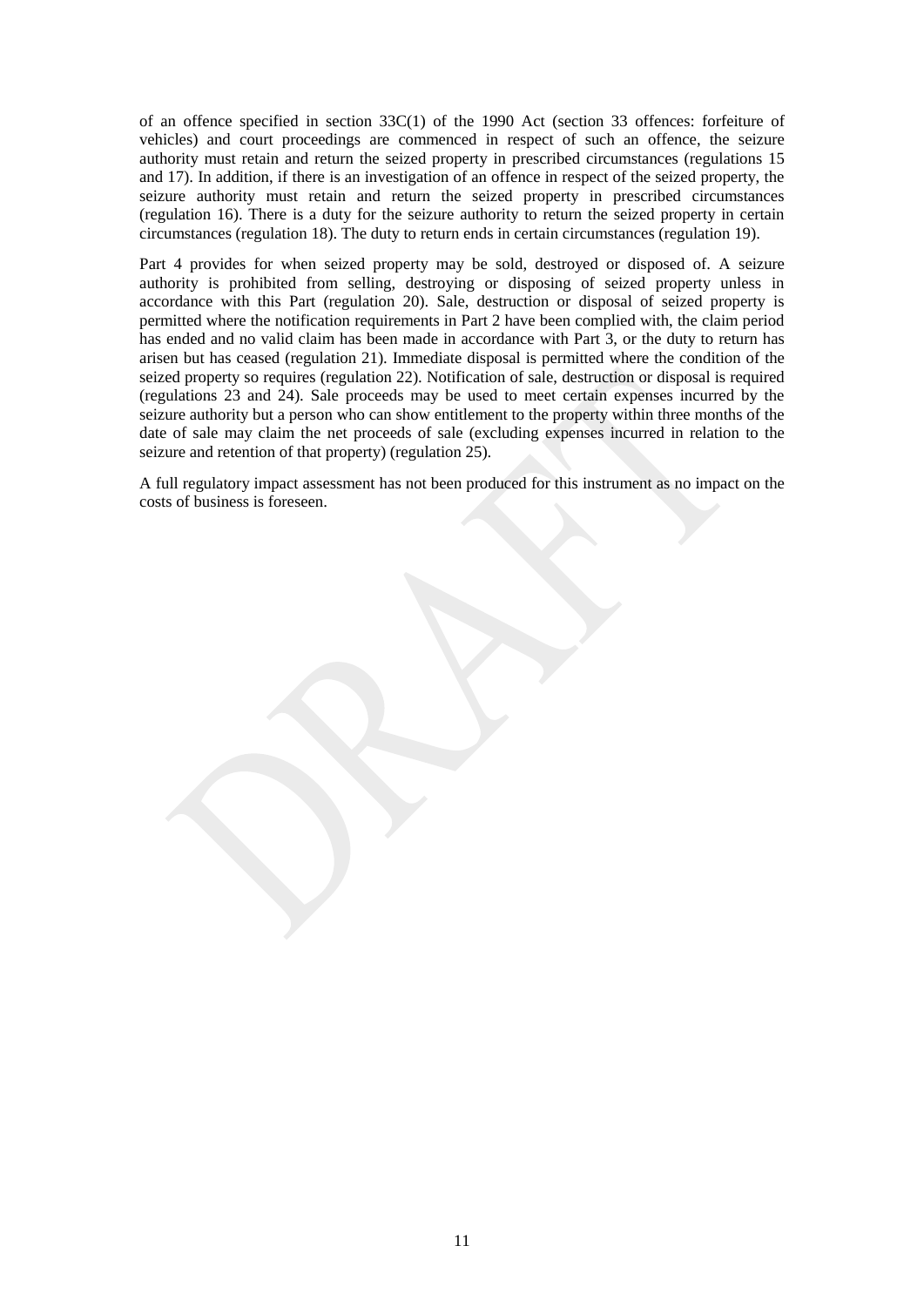of an offence specified in section 33C(1) of the 1990 Act (section 33 offences: forfeiture of vehicles) and court proceedings are commenced in respect of such an offence, the seizure authority must retain and return the seized property in prescribed circumstances (regulations 15 and 17). In addition, if there is an investigation of an offence in respect of the seized property, the seizure authority must retain and return the seized property in prescribed circumstances (regulation 16). There is a duty for the seizure authority to return the seized property in certain circumstances (regulation 18). The duty to return ends in certain circumstances (regulation 19).

Part 4 provides for when seized property may be sold, destroyed or disposed of. A seizure authority is prohibited from selling, destroying or disposing of seized property unless in accordance with this Part (regulation 20). Sale, destruction or disposal of seized property is permitted where the notification requirements in Part 2 have been complied with, the claim period has ended and no valid claim has been made in accordance with Part 3, or the duty to return has arisen but has ceased (regulation 21). Immediate disposal is permitted where the condition of the seized property so requires (regulation 22). Notification of sale, destruction or disposal is required (regulations 23 and 24). Sale proceeds may be used to meet certain expenses incurred by the seizure authority but a person who can show entitlement to the property within three months of the date of sale may claim the net proceeds of sale (excluding expenses incurred in relation to the seizure and retention of that property) (regulation 25).

A full regulatory impact assessment has not been produced for this instrument as no impact on the costs of business is foreseen.